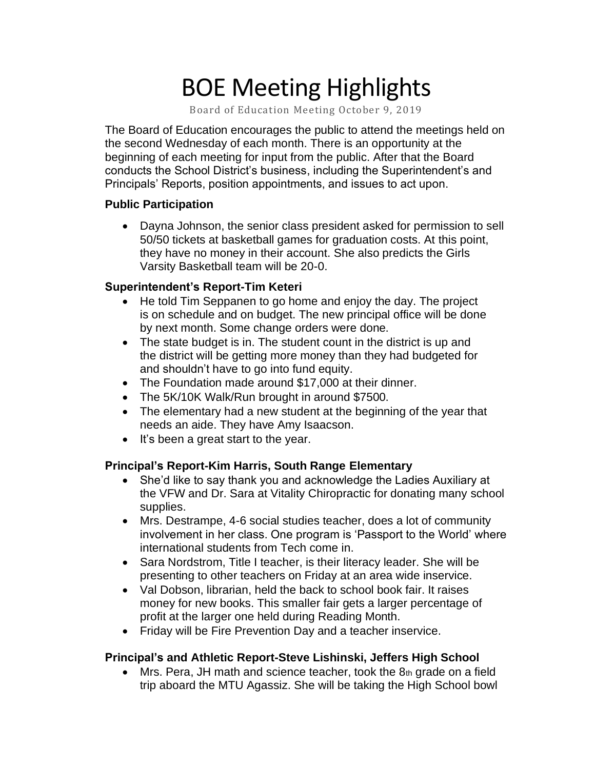# BOE Meeting Highlights

Board of Education Meeting October 9, 2019

The Board of Education encourages the public to attend the meetings held on the second Wednesday of each month. There is an opportunity at the beginning of each meeting for input from the public. After that the Board conducts the School District's business, including the Superintendent's and Principals' Reports, position appointments, and issues to act upon.

**Public Participation**

- Dayna Johnson, the senior class president asked for permission to sell 50/50 tickets at basketball games for graduation costs. At this point, they have no money in their account. She also predicts the Girls Varsity Basketball team will be 20-0.

**Superintendent's Report-Tim Keteri**

- He told Tim Seppanen to go home and enjoy the day. The project is on schedule and on budget. The new principal office will be done by next month. Some change orders were done.
- The state budget is in. The student count in the district is up and the district will be getting more money than they had budgeted for and shouldn't have to go into fund equity.
- The Foundation made around $17,000 at their dinner.
- The 5K/10K Walk/Run brought in around $7500.
- The elementary had a new student at the beginning of the year that needs an aide. They have Amy Isaacson.
- It's been a great start to the year.

**Principal's Report-Kim Harris, South Range Elementary**

- She'd like to say thank you and acknowledge the Ladies Auxiliary at the VFW and Dr. Sara at Vitality Chiropractic for donating many school supplies.
- Mrs. Destrampe, 4-6 social studies teacher, does a lot of community involvement in her class. One program is 'Passport to the World' where international students from Tech come in.
- Sara Nordstrom, Title I teacher, is their literacy leader. She will be presenting to other teachers on Friday at an area wide inservice.
- Val Dobson, librarian, held the back to school book fair. It raises money for new books. This smaller fair gets a larger percentage of profit at the larger one held during Reading Month.
- Friday will be Fire Prevention Day and a teacher inservice.

**Principal's and Athletic Report-Steve Lishinski, Jeffers High School**

- Mrs. Pera, JH math and science teacher, took the 8th grade on a field trip aboard the MTU Agassiz. She will be taking the High School bowl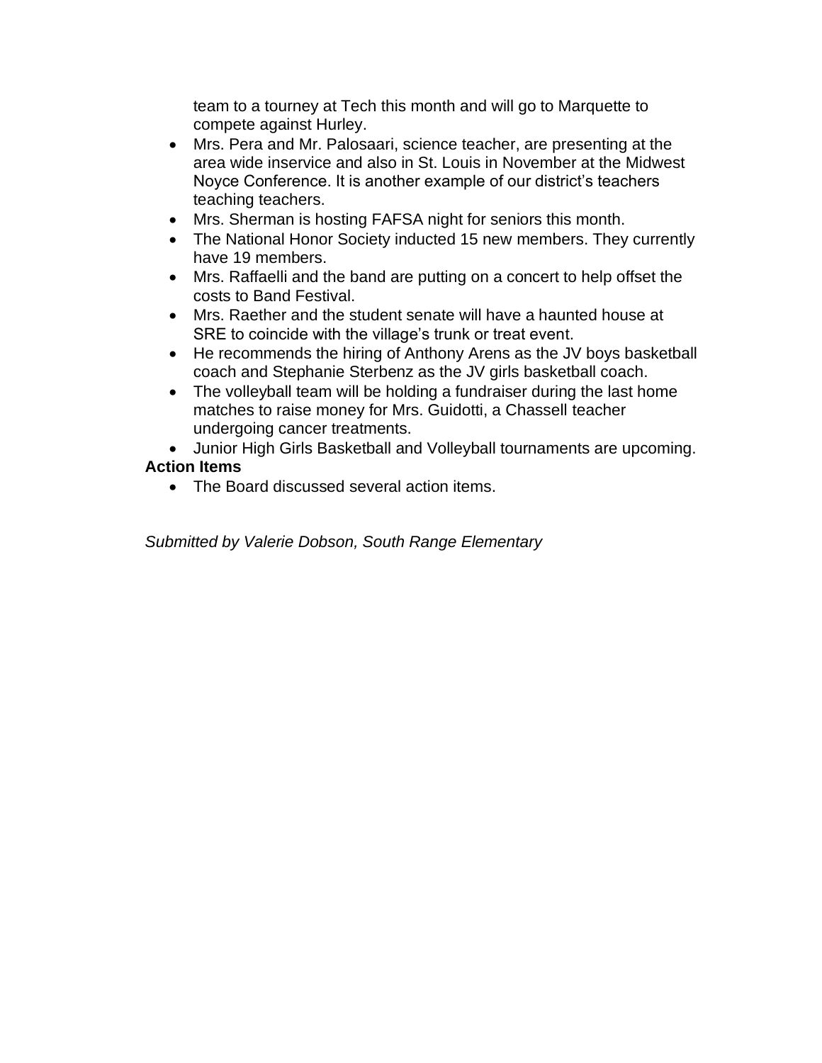team to a tourney at Tech this month and will go to Marquette to compete against Hurley.

- Mrs. Pera and Mr. Palosaari, science teacher, are presenting at the area wide inservice and also in St. Louis in November at the Midwest Noyce Conference. It is another example of our district's teachers teaching teachers.
- Mrs. Sherman is hosting FAFSA night for seniors this month.
- The National Honor Society inducted 15 new members. They currently have 19 members.
- Mrs. Raffaelli and the band are putting on a concert to help offset the costs to Band Festival.
- Mrs. Raether and the student senate will have a haunted house at SRE to coincide with the village's trunk or treat event.
- He recommends the hiring of Anthony Arens as the JV boys basketball coach and Stephanie Sterbenz as the JV girls basketball coach.
- The volleyball team will be holding a fundraiser during the last home matches to raise money for Mrs. Guidotti, a Chassell teacher undergoing cancer treatments.
- Junior High Girls Basketball and Volleyball tournaments are upcoming.

**Action Items**

- The Board discussed several action items.

*Submitted by Valerie Dobson, South Range Elementary*